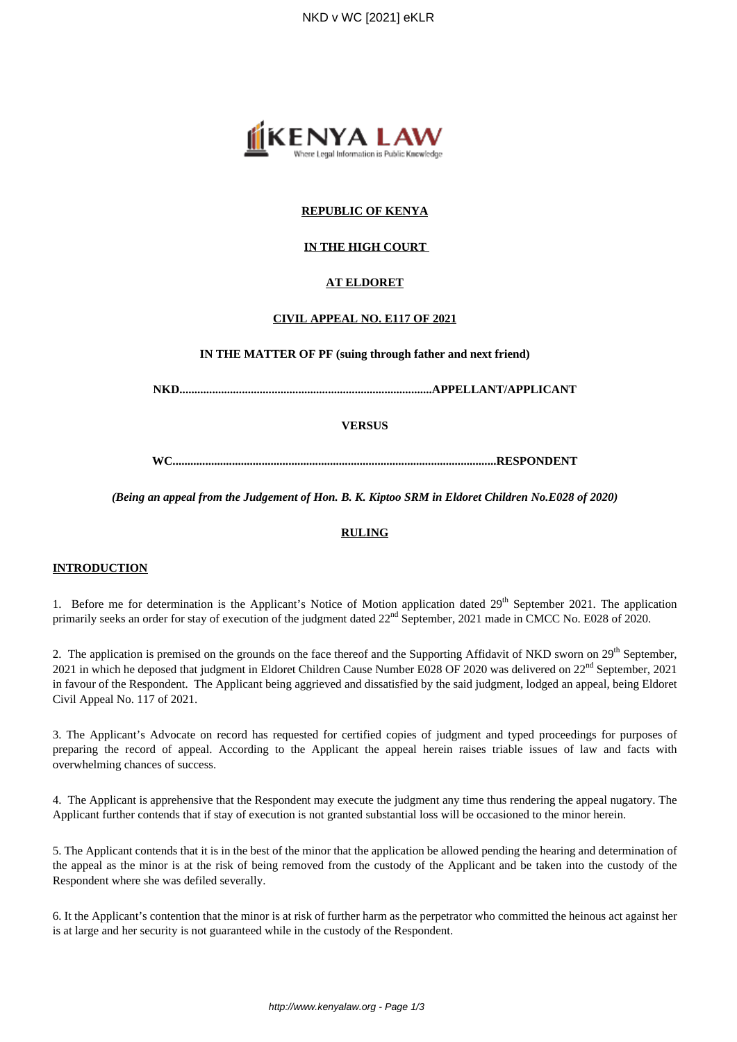**REPUBLIC OF KENYA**

**IN THE HIGH COURT**

**AT ELDORET**

**CIVIL APPEAL NO. E117 OF 2021**

**IN THE MATTER OF PF (suing through father and next friend)**

**NKD....................................................................................APPELLANT/APPLICANT**

**VERSUS**

**WC...........................................................................................................RESPONDENT**

***(Being an appeal from the Judgement of Hon. B. K. Kiptoo SRM in Eldoret Children No.E028 of 2020)***

**RULING**

**INTRODUCTION**

1. Before me for determination is the Applicant's Notice of Motion application dated 29th September 2021. The application primarily seeks an order for stay of execution of the judgment dated 22nd September, 2021 made in CMCC No. E028 of 2020.

2. The application is premised on the grounds on the face thereof and the Supporting Affidavit of NKD sworn on 29th September, 2021 in which he deposed that judgment in Eldoret Children Cause Number E028 OF 2020 was delivered on 22nd September, 2021 in favour of the Respondent. The Applicant being aggrieved and dissatisfied by the said judgment, lodged an appeal, being Eldoret Civil Appeal No. 117 of 2021.

3. The Applicant's Advocate on record has requested for certified copies of judgment and typed proceedings for purposes of preparing the record of appeal. According to the Applicant the appeal herein raises triable issues of law and facts with overwhelming chances of success.

4. The Applicant is apprehensive that the Respondent may execute the judgment any time thus rendering the appeal nugatory. The Applicant further contends that if stay of execution is not granted substantial loss will be occasioned to the minor herein.

5. The Applicant contends that it is in the best of the minor that the application be allowed pending the hearing and determination of the appeal as the minor is at the risk of being removed from the custody of the Applicant and be taken into the custody of the Respondent where she was defiled severally.

6. It the Applicant's contention that the minor is at risk of further harm as the perpetrator who committed the heinous act against her is at large and her security is not guaranteed while in the custody of the Respondent.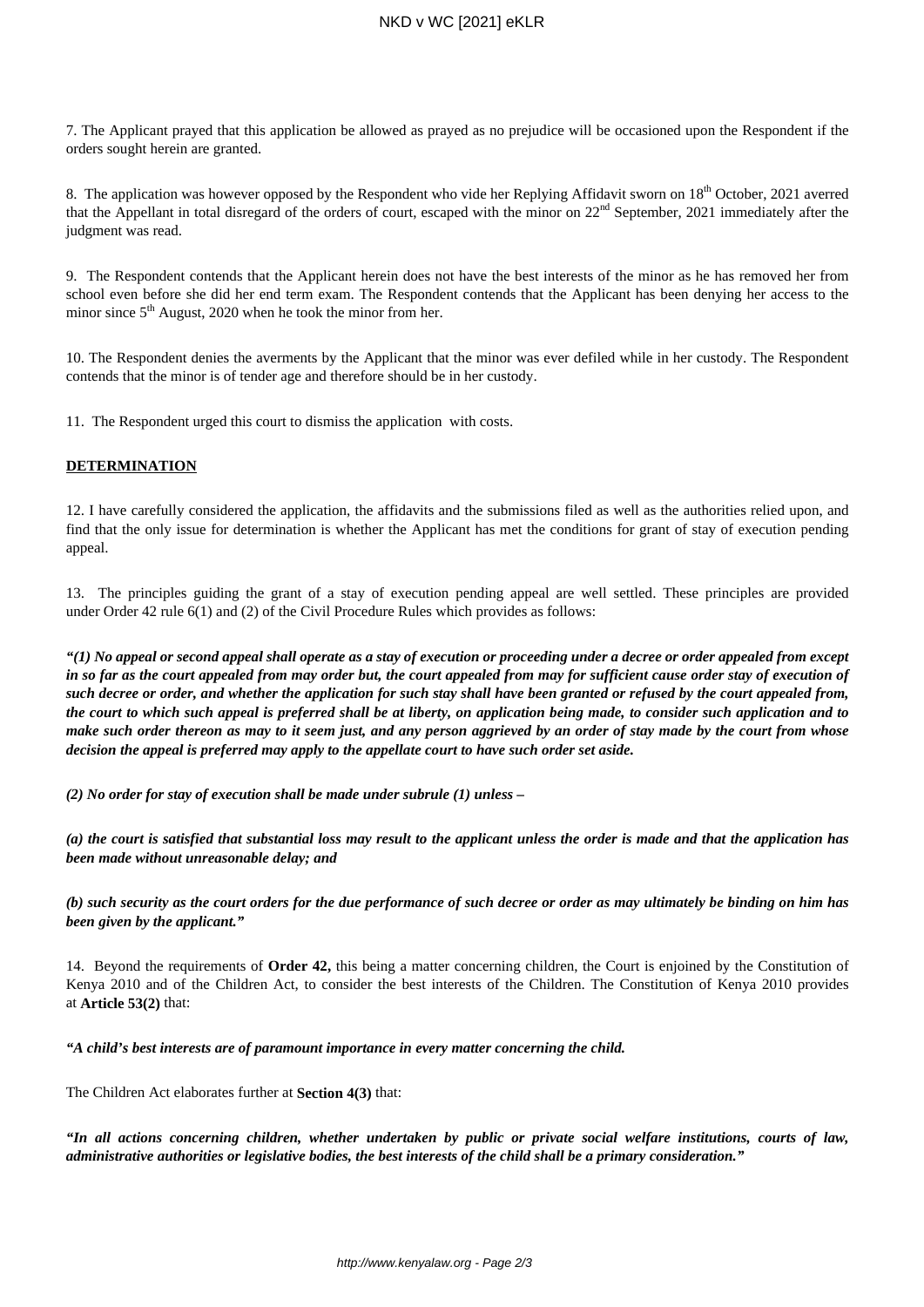7. The Applicant prayed that this application be allowed as prayed as no prejudice will be occasioned upon the Respondent if the orders sought herein are granted.

8. The application was however opposed by the Respondent who vide her Replying Affidavit sworn on 18th October, 2021 averred that the Appellant in total disregard of the orders of court, escaped with the minor on 22nd September, 2021 immediately after the judgment was read.

9. The Respondent contends that the Applicant herein does not have the best interests of the minor as he has removed her from school even before she did her end term exam. The Respondent contends that the Applicant has been denying her access to the minor since 5th August, 2020 when he took the minor from her.

10. The Respondent denies the averments by the Applicant that the minor was ever defiled while in her custody. The Respondent contends that the minor is of tender age and therefore should be in her custody.

11. The Respondent urged this court to dismiss the application with costs.

**DETERMINATION**

12. I have carefully considered the application, the affidavits and the submissions filed as well as the authorities relied upon, and find that the only issue for determination is whether the Applicant has met the conditions for grant of stay of execution pending appeal.

13. The principles guiding the grant of a stay of execution pending appeal are well settled. These principles are provided under Order 42 rule 6(1) and (2) of the Civil Procedure Rules which provides as follows:

***"(1) No appeal or second appeal shall operate as a stay of execution or proceeding under a decree or order appealed from except in so far as the court appealed from may order but, the court appealed from may for sufficient cause order stay of execution of such decree or order, and whether the application for such stay shall have been granted or refused by the court appealed from, the court to which such appeal is preferred shall be at liberty, on application being made, to consider such application and to make such order thereon as may to it seem just, and any person aggrieved by an order of stay made by the court from whose decision the appeal is preferred may apply to the appellate court to have such order set aside.***

***(2) No order for stay of execution shall be made under subrule (1) unless –***

***(a) the court is satisfied that substantial loss may result to the applicant unless the order is made and that the application has been made without unreasonable delay; and***

***(b) such security as the court orders for the due performance of such decree or order as may ultimately be binding on him has been given by the applicant."***

14. Beyond the requirements of **Order 42,** this being a matter concerning children, the Court is enjoined by the Constitution of Kenya 2010 and of the Children Act, to consider the best interests of the Children. The Constitution of Kenya 2010 provides at **Article 53(2)** that:

***"A child's best interests are of paramount importance in every matter concerning the child.***

The Children Act elaborates further at **Section 4(3)** that:

***"In all actions concerning children, whether undertaken by public or private social welfare institutions, courts of law, administrative authorities or legislative bodies, the best interests of the child shall be a primary consideration."***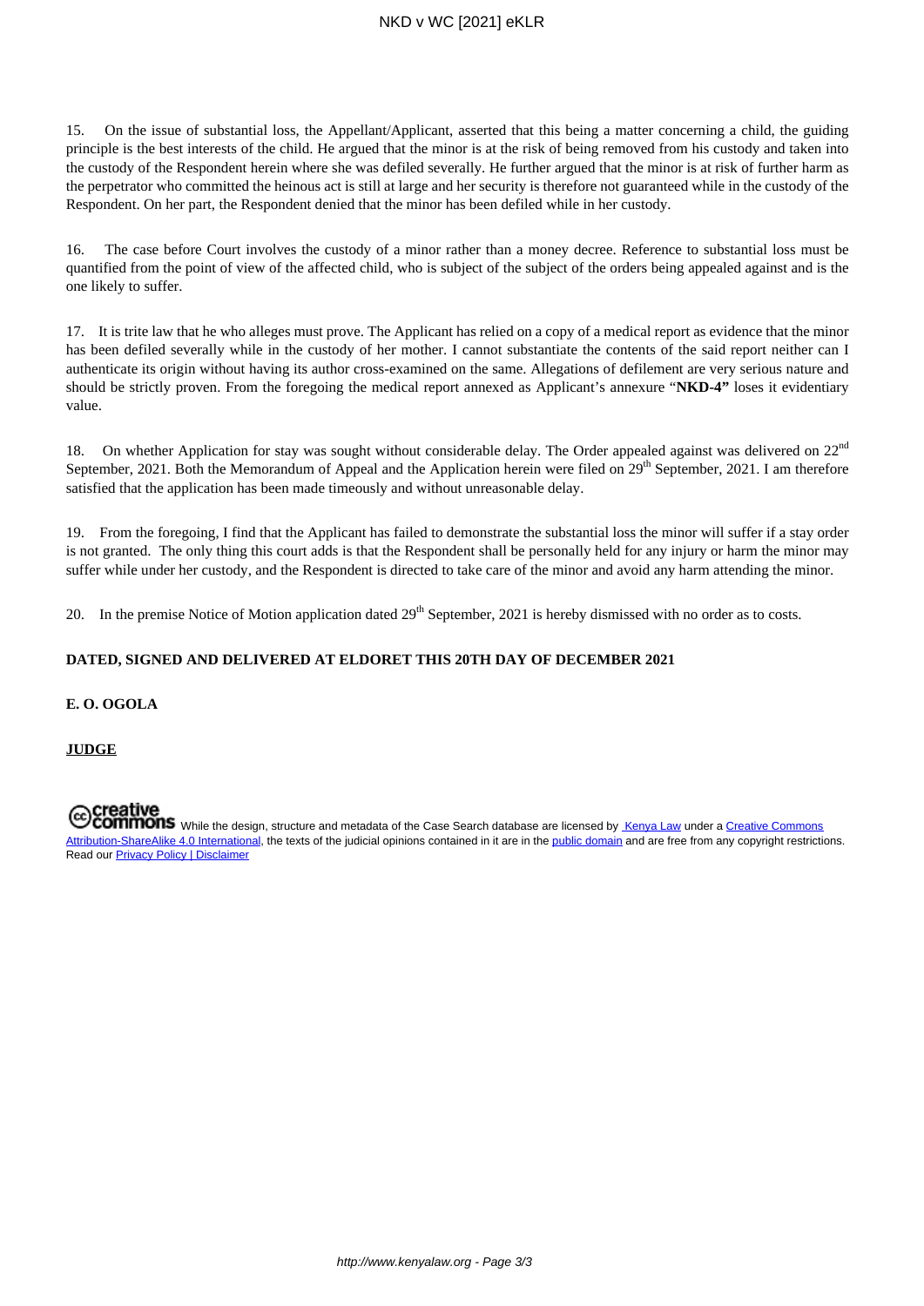15. On the issue of substantial loss, the Appellant/Applicant, asserted that this being a matter concerning a child, the guiding principle is the best interests of the child. He argued that the minor is at the risk of being removed from his custody and taken into the custody of the Respondent herein where she was defiled severally. He further argued that the minor is at risk of further harm as the perpetrator who committed the heinous act is still at large and her security is therefore not guaranteed while in the custody of the Respondent. On her part, the Respondent denied that the minor has been defiled while in her custody.

16. The case before Court involves the custody of a minor rather than a money decree. Reference to substantial loss must be quantified from the point of view of the affected child, who is subject of the subject of the orders being appealed against and is the one likely to suffer.

17. It is trite law that he who alleges must prove. The Applicant has relied on a copy of a medical report as evidence that the minor has been defiled severally while in the custody of her mother. I cannot substantiate the contents of the said report neither can I authenticate its origin without having its author cross-examined on the same. Allegations of defilement are very serious nature and should be strictly proven. From the foregoing the medical report annexed as Applicant's annexure "**NKD-4"** loses it evidentiary value.

18. On whether Application for stay was sought without considerable delay. The Order appealed against was delivered on 22nd September, 2021. Both the Memorandum of Appeal and the Application herein were filed on 29th September, 2021. I am therefore satisfied that the application has been made timeously and without unreasonable delay.

19. From the foregoing, I find that the Applicant has failed to demonstrate the substantial loss the minor will suffer if a stay order is not granted. The only thing this court adds is that the Respondent shall be personally held for any injury or harm the minor may suffer while under her custody, and the Respondent is directed to take care of the minor and avoid any harm attending the minor.

20. In the premise Notice of Motion application dated 29th September, 2021 is hereby dismissed with no order as to costs.

**DATED, SIGNED AND DELIVERED AT ELDORET THIS 20TH DAY OF DECEMBER 2021**

**E. O. OGOLA**

**JUDGE**

While the design, structure and metadata of the Case Search database are licensed by Kenya Law under a Creative Commons Attribution-ShareAlike 4.0 International, the texts of the judicial opinions contained in it are in the public domain and are free from any copyright restrictions. Read our Privacy Policy | Disclaimer